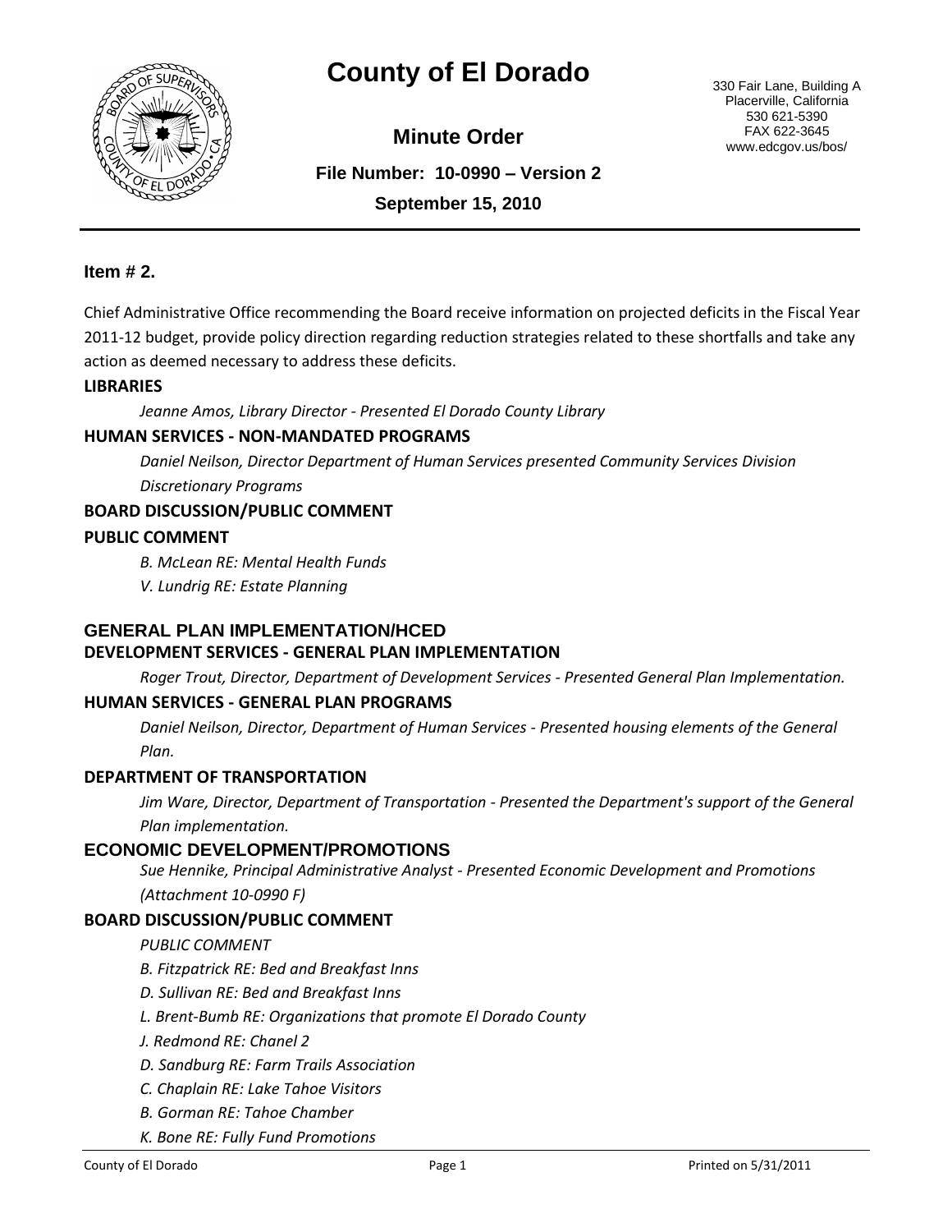# County of El Dorado

330 Fair Lane, Building A
Placerville, California
530 621-5390
FAX 622-3645
www.edcgov.us/bos/

## Minute Order

**File Number: 10-0990 – Version 2**

**September 15, 2010**

### Item # 2.

Chief Administrative Office recommending the Board receive information on projected deficits in the Fiscal Year 2011-12 budget, provide policy direction regarding reduction strategies related to these shortfalls and take any action as deemed necessary to address these deficits.

**LIBRARIES**

*Jeanne Amos, Library Director - Presented El Dorado County Library*

**HUMAN SERVICES - NON-MANDATED PROGRAMS**

*Daniel Neilson, Director Department of Human Services presented Community Services Division Discretionary Programs*

**BOARD DISCUSSION/PUBLIC COMMENT**

**PUBLIC COMMENT**

*B. McLean RE: Mental Health Funds*

*V. Lundrig RE: Estate Planning*

**GENERAL PLAN IMPLEMENTATION/HCED**

**DEVELOPMENT SERVICES - GENERAL PLAN IMPLEMENTATION**

*Roger Trout, Director, Department of Development Services - Presented General Plan Implementation.*

**HUMAN SERVICES - GENERAL PLAN PROGRAMS**

*Daniel Neilson, Director, Department of Human Services - Presented housing elements of the General Plan.*

**DEPARTMENT OF TRANSPORTATION**

*Jim Ware, Director, Department of Transportation - Presented the Department's support of the General Plan implementation.*

**ECONOMIC DEVELOPMENT/PROMOTIONS**

*Sue Hennike, Principal Administrative Analyst - Presented Economic Development and Promotions (Attachment 10-0990 F)*

**BOARD DISCUSSION/PUBLIC COMMENT**

*PUBLIC COMMENT*

*B. Fitzpatrick RE: Bed and Breakfast Inns*

*D. Sullivan RE: Bed and Breakfast Inns*

*L. Brent-Bumb RE: Organizations that promote El Dorado County*

*J. Redmond RE: Chanel 2*

*D. Sandburg RE: Farm Trails Association*

*C. Chaplain RE: Lake Tahoe Visitors*

*B. Gorman RE: Tahoe Chamber*

*K. Bone RE: Fully Fund Promotions*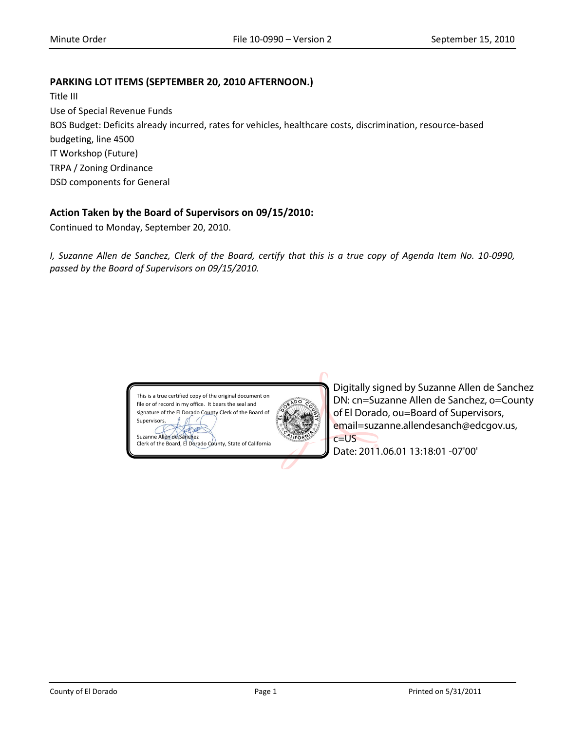**PARKING LOT ITEMS (SEPTEMBER 20, 2010 AFTERNOON.)**

Title III

Use of Special Revenue Funds

BOS Budget: Deficits already incurred, rates for vehicles, healthcare costs, discrimination, resource-based budgeting, line 4500

IT Workshop (Future)

TRPA / Zoning Ordinance

DSD components for General

## Action Taken by the Board of Supervisors on 09/15/2010:

Continued to Monday, September 20, 2010.

*I, Suzanne Allen de Sanchez, Clerk of the Board, certify that this is a true copy of Agenda Item No. 10-0990, passed by the Board of Supervisors on 09/15/2010.*

This is a true certified copy of the original document on file or of record in my office. It bears the seal and signature of the El Dorado County Clerk of the Board of Supervisors.

Suzanne Allen de Sanchez
Clerk of the Board, El Dorado County, State of California

Digitally signed by Suzanne Allen de Sanchez
DN: cn=Suzanne Allen de Sanchez, o=County of El Dorado, ou=Board of Supervisors, email=suzanne.allendesanch@edcgov.us, c=US
Date: 2011.06.01 13:18:01 -07'00'